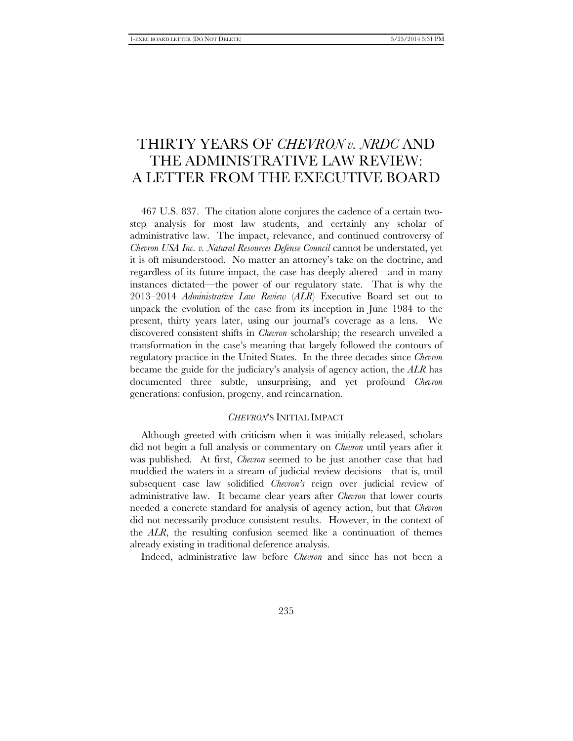# THIRTY YEARS OF *CHEVRON v. NRDC* AND THE ADMINISTRATIVE LAW REVIEW: A LETTER FROM THE EXECUTIVE BOARD

467 U.S. 837. The citation alone conjures the cadence of a certain two-step analysis for most law students, and certainly any scholar of administrative law. The impact, relevance, and continued controversy of *Chevron USA Inc. v. Natural Resources Defense Council* cannot be understated, yet it is oft misunderstood. No matter an attorney's take on the doctrine, and regardless of its future impact, the case has deeply altered—and in many instances dictated—the power of our regulatory state. That is why the 2013–2014 *Administrative Law Review* (*ALR*) Executive Board set out to unpack the evolution of the case from its inception in June 1984 to the present, thirty years later, using our journal's coverage as a lens. We discovered consistent shifts in *Chevron* scholarship; the research unveiled a transformation in the case's meaning that largely followed the contours of regulatory practice in the United States. In the three decades since *Chevron* became the guide for the judiciary's analysis of agency action, the *ALR* has documented three subtle, unsurprising, and yet profound *Chevron* generations: confusion, progeny, and reincarnation.

## *CHEVRON*'S INITIAL IMPACT

Although greeted with criticism when it was initially released, scholars did not begin a full analysis or commentary on *Chevron* until years after it was published. At first, *Chevron* seemed to be just another case that had muddied the waters in a stream of judicial review decisions—that is, until subsequent case law solidified *Chevron's* reign over judicial review of administrative law. It became clear years after *Chevron* that lower courts needed a concrete standard for analysis of agency action, but that *Chevron* did not necessarily produce consistent results. However, in the context of the *ALR*, the resulting confusion seemed like a continuation of themes already existing in traditional deference analysis.

Indeed, administrative law before *Chevron* and since has not been a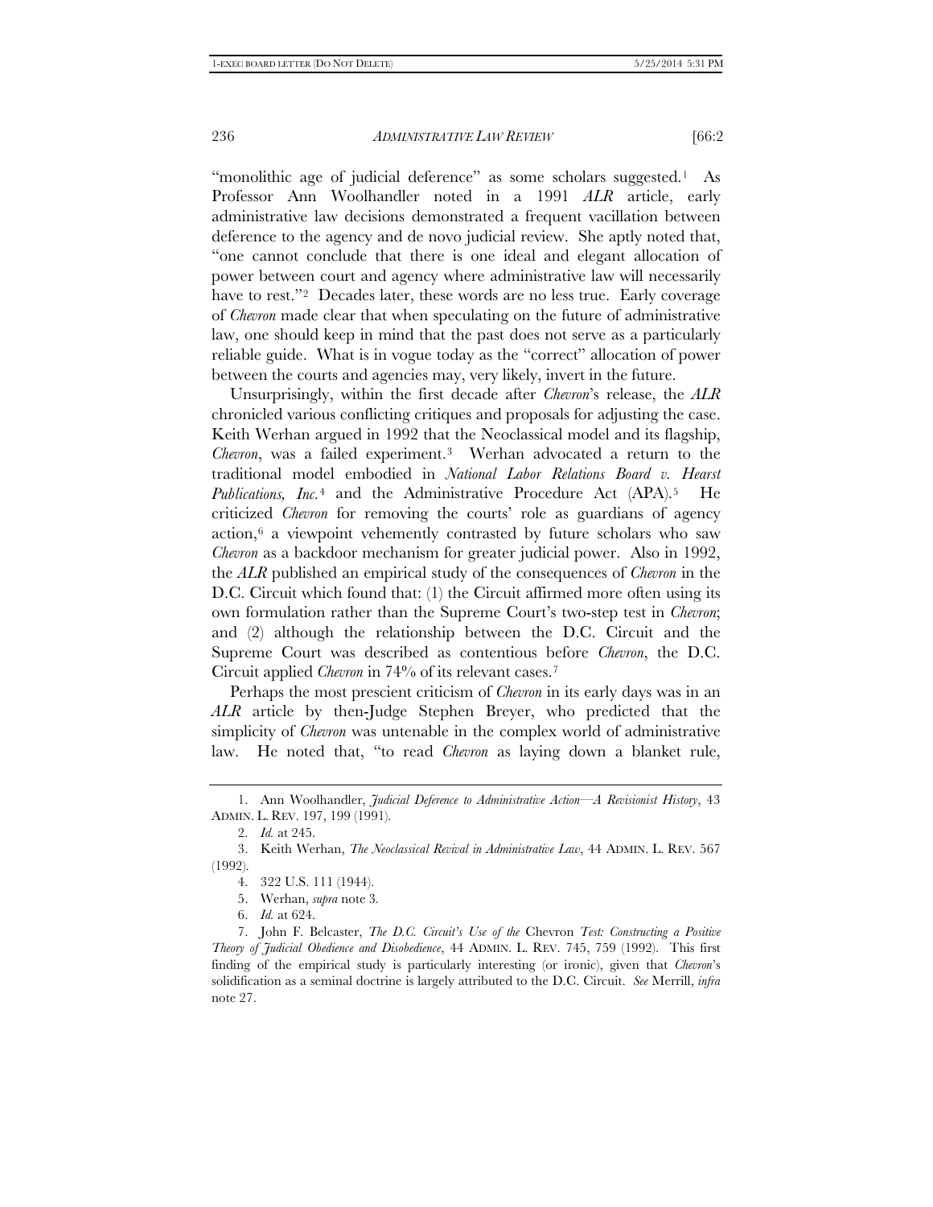"monolithic age of judicial deference" as some scholars suggested.[1] As Professor Ann Woolhandler noted in a 1991 *ALR* article, early administrative law decisions demonstrated a frequent vacillation between deference to the agency and de novo judicial review. She aptly noted that, "one cannot conclude that there is one ideal and elegant allocation of power between court and agency where administrative law will necessarily have to rest."[2] Decades later, these words are no less true. Early coverage of *Chevron* made clear that when speculating on the future of administrative law, one should keep in mind that the past does not serve as a particularly reliable guide. What is in vogue today as the "correct" allocation of power between the courts and agencies may, very likely, invert in the future.

Unsurprisingly, within the first decade after *Chevron*'s release, the *ALR* chronicled various conflicting critiques and proposals for adjusting the case. Keith Werhan argued in 1992 that the Neoclassical model and its flagship, *Chevron*, was a failed experiment.[3] Werhan advocated a return to the traditional model embodied in *National Labor Relations Board v. Hearst Publications, Inc.*[4] and the Administrative Procedure Act (APA).[5] He criticized *Chevron* for removing the courts' role as guardians of agency action,[6] a viewpoint vehemently contrasted by future scholars who saw *Chevron* as a backdoor mechanism for greater judicial power. Also in 1992, the *ALR* published an empirical study of the consequences of *Chevron* in the D.C. Circuit which found that: (1) the Circuit affirmed more often using its own formulation rather than the Supreme Court's two-step test in *Chevron*; and (2) although the relationship between the D.C. Circuit and the Supreme Court was described as contentious before *Chevron*, the D.C. Circuit applied *Chevron* in 74% of its relevant cases.[7]

Perhaps the most prescient criticism of *Chevron* in its early days was in an *ALR* article by then-Judge Stephen Breyer, who predicted that the simplicity of *Chevron* was untenable in the complex world of administrative law. He noted that, "to read *Chevron* as laying down a blanket rule,

---

1. Ann Woolhandler, *Judicial Deference to Administrative Action—A Revisionist History*, 43 ADMIN. L. REV. 197, 199 (1991).

2. *Id.* at 245.

3. Keith Werhan, *The Neoclassical Revival in Administrative Law*, 44 ADMIN. L. REV. 567 (1992).

4. 322 U.S. 111 (1944).

5. Werhan, *supra* note 3.

6. *Id.* at 624.

7. John F. Belcaster, *The D.C. Circuit's Use of the* Chevron *Test: Constructing a Positive Theory of Judicial Obedience and Disobedience*, 44 ADMIN. L. REV. 745, 759 (1992). This first finding of the empirical study is particularly interesting (or ironic), given that *Chevron*'s solidification as a seminal doctrine is largely attributed to the D.C. Circuit. *See* Merrill, *infra* note 27.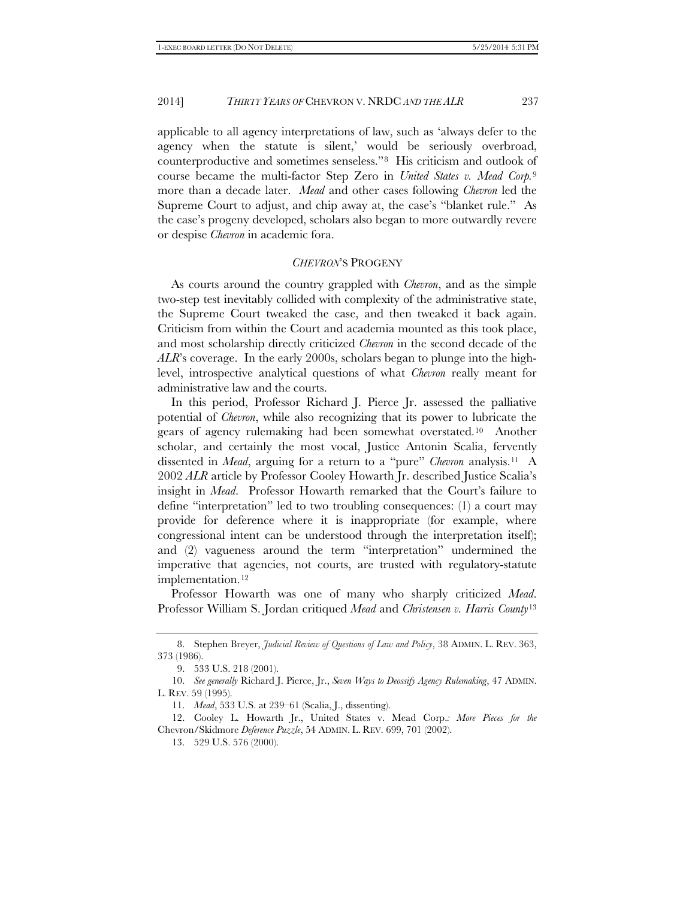applicable to all agency interpretations of law, such as 'always defer to the agency when the statute is silent,' would be seriously overbroad, counterproductive and sometimes senseless."[8] His criticism and outlook of course became the multi-factor Step Zero in *United States v. Mead Corp.*[9] more than a decade later. *Mead* and other cases following *Chevron* led the Supreme Court to adjust, and chip away at, the case's "blanket rule." As the case's progeny developed, scholars also began to more outwardly revere or despise *Chevron* in academic fora.

## *CHEVRON*'S PROGENY

As courts around the country grappled with *Chevron*, and as the simple two-step test inevitably collided with complexity of the administrative state, the Supreme Court tweaked the case, and then tweaked it back again. Criticism from within the Court and academia mounted as this took place, and most scholarship directly criticized *Chevron* in the second decade of the *ALR*'s coverage. In the early 2000s, scholars began to plunge into the high-level, introspective analytical questions of what *Chevron* really meant for administrative law and the courts.

In this period, Professor Richard J. Pierce Jr. assessed the palliative potential of *Chevron*, while also recognizing that its power to lubricate the gears of agency rulemaking had been somewhat overstated.[10] Another scholar, and certainly the most vocal, Justice Antonin Scalia, fervently dissented in *Mead*, arguing for a return to a "pure" *Chevron* analysis.[11] A 2002 *ALR* article by Professor Cooley Howarth Jr. described Justice Scalia's insight in *Mead*. Professor Howarth remarked that the Court's failure to define "interpretation" led to two troubling consequences: (1) a court may provide for deference where it is inappropriate (for example, where congressional intent can be understood through the interpretation itself); and (2) vagueness around the term "interpretation" undermined the imperative that agencies, not courts, are trusted with regulatory-statute implementation.[12]

Professor Howarth was one of many who sharply criticized *Mead*. Professor William S. Jordan critiqued *Mead* and *Christensen v. Harris County*[13]

---

8. Stephen Breyer, *Judicial Review of Questions of Law and Policy*, 38 ADMIN. L. REV. 363, 373 (1986).

9. 533 U.S. 218 (2001).

10. *See generally* Richard J. Pierce, Jr., *Seven Ways to Deossify Agency Rulemaking*, 47 ADMIN. L. REV. 59 (1995).

11. *Mead*, 533 U.S. at 239–61 (Scalia, J., dissenting).

12. Cooley L. Howarth Jr., United States v. Mead Corp.*: More Pieces for the* Chevron/Skidmore *Deference Puzzle*, 54 ADMIN. L. REV. 699, 701 (2002).

13. 529 U.S. 576 (2000).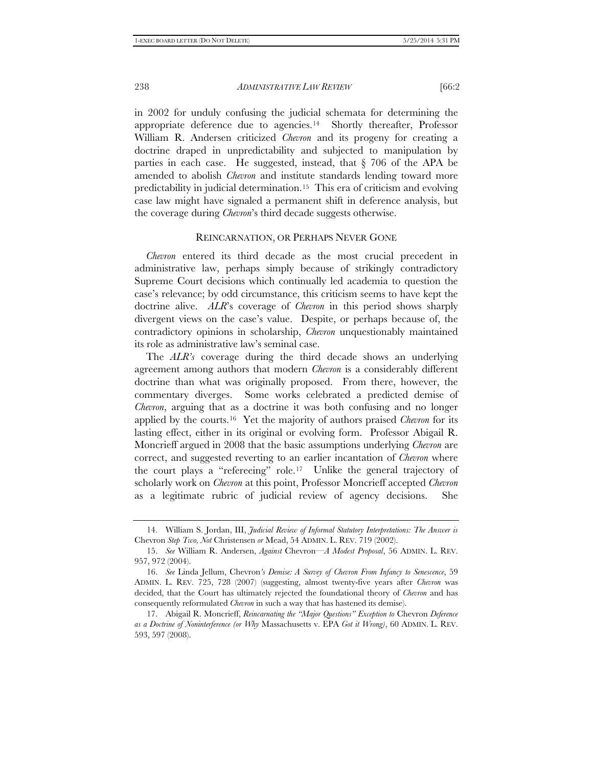in 2002 for unduly confusing the judicial schemata for determining the appropriate deference due to agencies.[14] Shortly thereafter, Professor William R. Andersen criticized *Chevron* and its progeny for creating a doctrine draped in unpredictability and subjected to manipulation by parties in each case. He suggested, instead, that § 706 of the APA be amended to abolish *Chevron* and institute standards lending toward more predictability in judicial determination.[15] This era of criticism and evolving case law might have signaled a permanent shift in deference analysis, but the coverage during *Chevron*'s third decade suggests otherwise.

## REINCARNATION, OR PERHAPS NEVER GONE

*Chevron* entered its third decade as the most crucial precedent in administrative law, perhaps simply because of strikingly contradictory Supreme Court decisions which continually led academia to question the case's relevance; by odd circumstance, this criticism seems to have kept the doctrine alive. *ALR*'s coverage of *Chevron* in this period shows sharply divergent views on the case's value. Despite, or perhaps because of, the contradictory opinions in scholarship, *Chevron* unquestionably maintained its role as administrative law's seminal case.

The *ALR's* coverage during the third decade shows an underlying agreement among authors that modern *Chevron* is a considerably different doctrine than what was originally proposed. From there, however, the commentary diverges. Some works celebrated a predicted demise of *Chevron*, arguing that as a doctrine it was both confusing and no longer applied by the courts.[16] Yet the majority of authors praised *Chevron* for its lasting effect, either in its original or evolving form. Professor Abigail R. Moncrieff argued in 2008 that the basic assumptions underlying *Chevron* are correct, and suggested reverting to an earlier incantation of *Chevron* where the court plays a "refereeing" role.[17] Unlike the general trajectory of scholarly work on *Chevron* at this point, Professor Moncrieff accepted *Chevron* as a legitimate rubric of judicial review of agency decisions. She

---

14. William S. Jordan, III, *Judicial Review of Informal Statutory Interpretations: The Answer is* Chevron *Step Two, Not* Christensen *or* Mead, 54 ADMIN. L. REV. 719 (2002).

15. *See* William R. Andersen, *Against* Chevron*—A Modest Proposal*, 56 ADMIN. L. REV. 957, 972 (2004).

16. *See* Linda Jellum, Chevron*'s Demise: A Survey of Chevron From Infancy to Senescence*, 59 ADMIN. L. REV. 725, 728 (2007) (suggesting, almost twenty-five years after *Chevron* was decided, that the Court has ultimately rejected the foundational theory of *Chevron* and has consequently reformulated *Chevron* in such a way that has hastened its demise).

17. Abigail R. Moncrieff, *Reincarnating the "Major Questions" Exception to* Chevron *Deference as a Doctrine of Noninterference (or Why* Massachusetts v. EPA *Got it Wrong)*, 60 ADMIN. L. REV. 593, 597 (2008).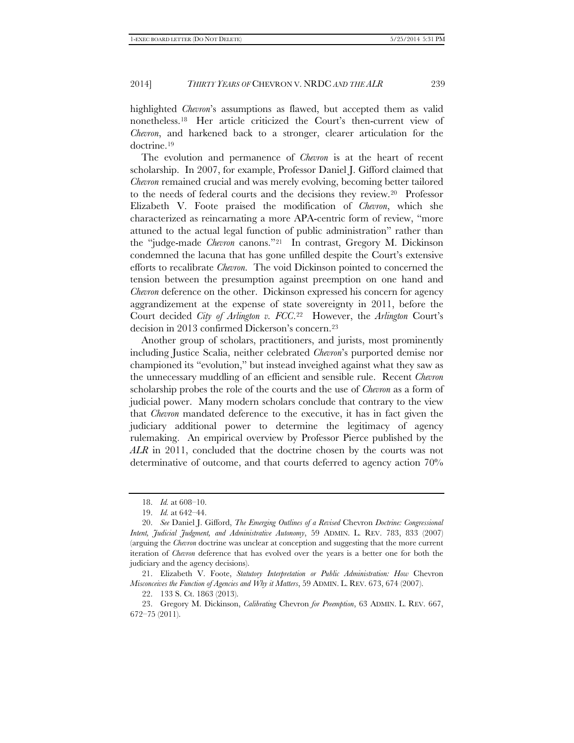highlighted *Chevron*'s assumptions as flawed, but accepted them as valid nonetheless.[18] Her article criticized the Court's then-current view of *Chevron*, and harkened back to a stronger, clearer articulation for the doctrine.[19]

The evolution and permanence of *Chevron* is at the heart of recent scholarship. In 2007, for example, Professor Daniel J. Gifford claimed that *Chevron* remained crucial and was merely evolving, becoming better tailored to the needs of federal courts and the decisions they review.[20] Professor Elizabeth V. Foote praised the modification of *Chevron*, which she characterized as reincarnating a more APA-centric form of review, "more attuned to the actual legal function of public administration" rather than the "judge-made *Chevron* canons."[21] In contrast, Gregory M. Dickinson condemned the lacuna that has gone unfilled despite the Court's extensive efforts to recalibrate *Chevron*. The void Dickinson pointed to concerned the tension between the presumption against preemption on one hand and *Chevron* deference on the other. Dickinson expressed his concern for agency aggrandizement at the expense of state sovereignty in 2011, before the Court decided *City of Arlington v. FCC*.[22] However, the *Arlington* Court's decision in 2013 confirmed Dickerson's concern.[23]

Another group of scholars, practitioners, and jurists, most prominently including Justice Scalia, neither celebrated *Chevron*'s purported demise nor championed its "evolution," but instead inveighed against what they saw as the unnecessary muddling of an efficient and sensible rule. Recent *Chevron* scholarship probes the role of the courts and the use of *Chevron* as a form of judicial power. Many modern scholars conclude that contrary to the view that *Chevron* mandated deference to the executive, it has in fact given the judiciary additional power to determine the legitimacy of agency rulemaking. An empirical overview by Professor Pierce published by the *ALR* in 2011, concluded that the doctrine chosen by the courts was not determinative of outcome, and that courts deferred to agency action 70%

---

18. *Id.* at 608–10.

19. *Id.* at 642–44.

20. *See* Daniel J. Gifford, *The Emerging Outlines of a Revised* Chevron *Doctrine: Congressional Intent, Judicial Judgment, and Administrative Autonomy*, 59 ADMIN. L. REV. 783, 833 (2007) (arguing the *Chevron* doctrine was unclear at conception and suggesting that the more current iteration of *Chevron* deference that has evolved over the years is a better one for both the judiciary and the agency decisions).

21. Elizabeth V. Foote, *Statutory Interpretation or Public Administration: How* Chevron *Misconceives the Function of Agencies and Why it Matters*, 59 ADMIN. L. REV. 673, 674 (2007).

22. 133 S. Ct. 1863 (2013).

23. Gregory M. Dickinson, *Calibrating* Chevron *for Preemption*, 63 ADMIN. L. REV. 667, 672–75 (2011).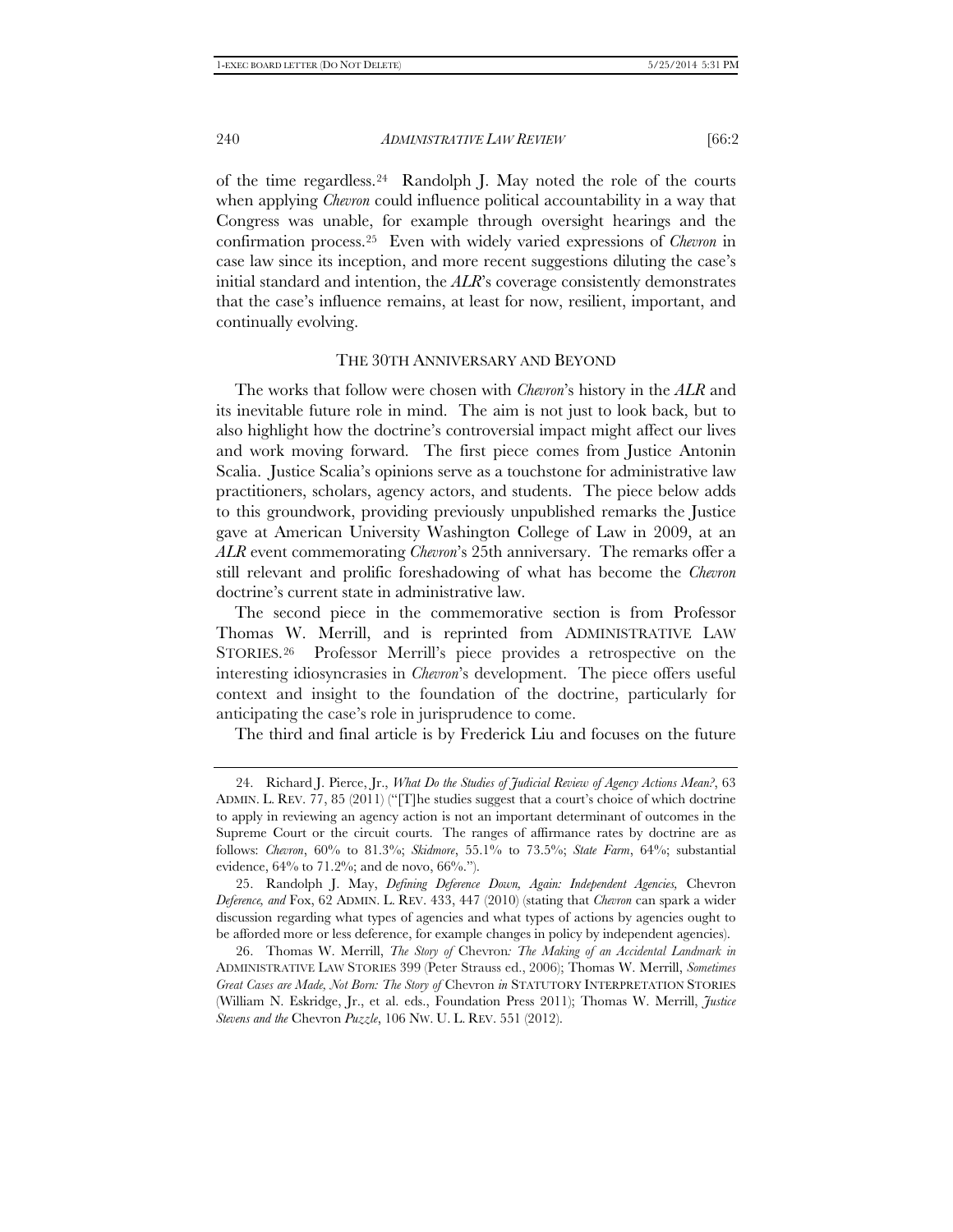of the time regardless.[24] Randolph J. May noted the role of the courts when applying *Chevron* could influence political accountability in a way that Congress was unable, for example through oversight hearings and the confirmation process.[25] Even with widely varied expressions of *Chevron* in case law since its inception, and more recent suggestions diluting the case's initial standard and intention, the *ALR*'s coverage consistently demonstrates that the case's influence remains, at least for now, resilient, important, and continually evolving.

## THE 30TH ANNIVERSARY AND BEYOND

The works that follow were chosen with *Chevron*'s history in the *ALR* and its inevitable future role in mind. The aim is not just to look back, but to also highlight how the doctrine's controversial impact might affect our lives and work moving forward. The first piece comes from Justice Antonin Scalia. Justice Scalia's opinions serve as a touchstone for administrative law practitioners, scholars, agency actors, and students. The piece below adds to this groundwork, providing previously unpublished remarks the Justice gave at American University Washington College of Law in 2009, at an *ALR* event commemorating *Chevron*'s 25th anniversary. The remarks offer a still relevant and prolific foreshadowing of what has become the *Chevron* doctrine's current state in administrative law.

The second piece in the commemorative section is from Professor Thomas W. Merrill, and is reprinted from ADMINISTRATIVE LAW STORIES.[26] Professor Merrill's piece provides a retrospective on the interesting idiosyncrasies in *Chevron*'s development. The piece offers useful context and insight to the foundation of the doctrine, particularly for anticipating the case's role in jurisprudence to come.

The third and final article is by Frederick Liu and focuses on the future

---

24. Richard J. Pierce, Jr., *What Do the Studies of Judicial Review of Agency Actions Mean?*, 63 ADMIN. L. REV. 77, 85 (2011) ("[T]he studies suggest that a court's choice of which doctrine to apply in reviewing an agency action is not an important determinant of outcomes in the Supreme Court or the circuit courts. The ranges of affirmance rates by doctrine are as follows: *Chevron*, 60% to 81.3%; *Skidmore*, 55.1% to 73.5%; *State Farm*, 64%; substantial evidence, 64% to 71.2%; and de novo, 66%.").

25. Randolph J. May, *Defining Deference Down, Again: Independent Agencies,* Chevron *Deference, and* Fox, 62 ADMIN. L. REV. 433, 447 (2010) (stating that *Chevron* can spark a wider discussion regarding what types of agencies and what types of actions by agencies ought to be afforded more or less deference, for example changes in policy by independent agencies).

26. Thomas W. Merrill, *The Story of* Chevron*: The Making of an Accidental Landmark in* ADMINISTRATIVE LAW STORIES 399 (Peter Strauss ed., 2006); Thomas W. Merrill, *Sometimes Great Cases are Made, Not Born: The Story of* Chevron *in* STATUTORY INTERPRETATION STORIES (William N. Eskridge, Jr., et al. eds., Foundation Press 2011); Thomas W. Merrill, *Justice Stevens and the* Chevron *Puzzle*, 106 NW. U. L. REV. 551 (2012).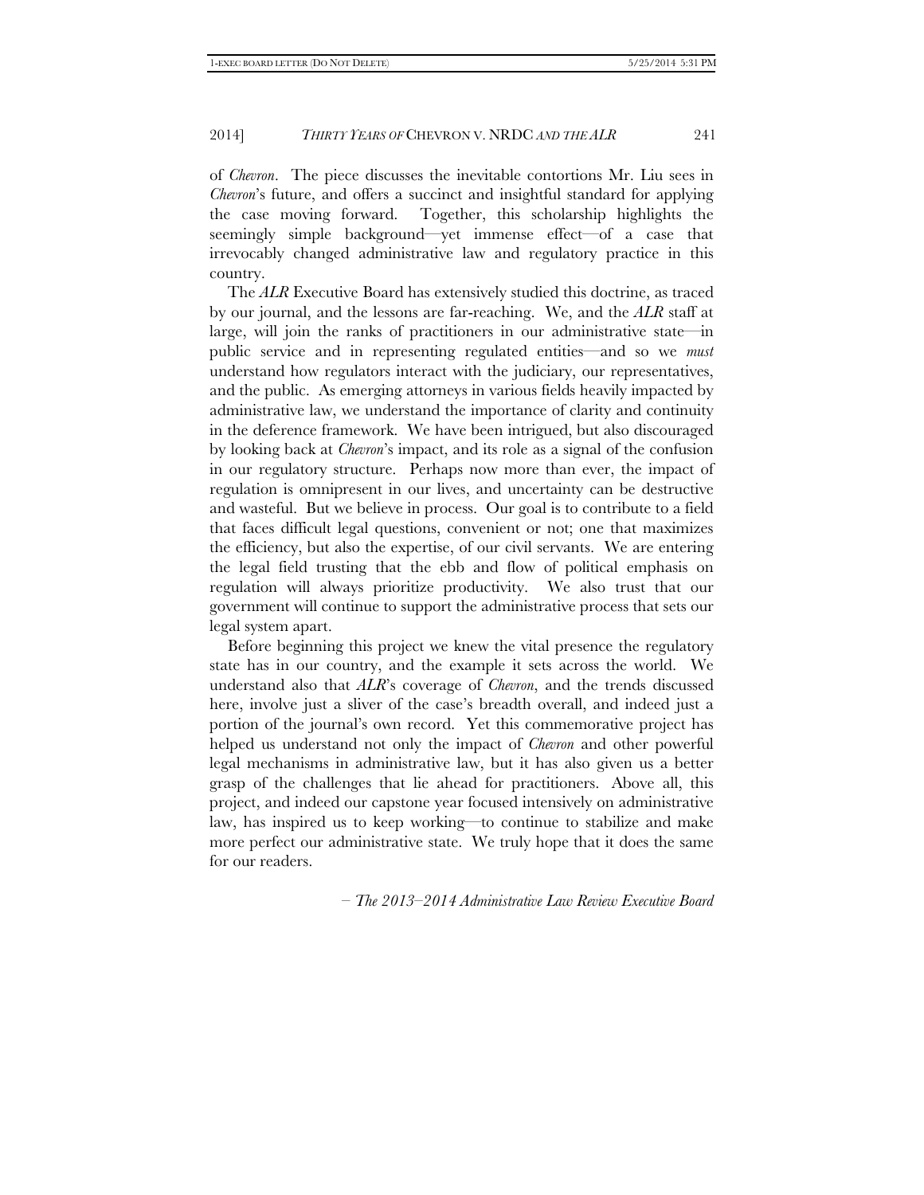of *Chevron*. The piece discusses the inevitable contortions Mr. Liu sees in *Chevron*'s future, and offers a succinct and insightful standard for applying the case moving forward. Together, this scholarship highlights the seemingly simple background—yet immense effect—of a case that irrevocably changed administrative law and regulatory practice in this country.

The *ALR* Executive Board has extensively studied this doctrine, as traced by our journal, and the lessons are far-reaching. We, and the *ALR* staff at large, will join the ranks of practitioners in our administrative state—in public service and in representing regulated entities—and so we *must* understand how regulators interact with the judiciary, our representatives, and the public. As emerging attorneys in various fields heavily impacted by administrative law, we understand the importance of clarity and continuity in the deference framework. We have been intrigued, but also discouraged by looking back at *Chevron*'s impact, and its role as a signal of the confusion in our regulatory structure. Perhaps now more than ever, the impact of regulation is omnipresent in our lives, and uncertainty can be destructive and wasteful. But we believe in process. Our goal is to contribute to a field that faces difficult legal questions, convenient or not; one that maximizes the efficiency, but also the expertise, of our civil servants. We are entering the legal field trusting that the ebb and flow of political emphasis on regulation will always prioritize productivity. We also trust that our government will continue to support the administrative process that sets our legal system apart.

Before beginning this project we knew the vital presence the regulatory state has in our country, and the example it sets across the world. We understand also that *ALR*'s coverage of *Chevron*, and the trends discussed here, involve just a sliver of the case's breadth overall, and indeed just a portion of the journal's own record. Yet this commemorative project has helped us understand not only the impact of *Chevron* and other powerful legal mechanisms in administrative law, but it has also given us a better grasp of the challenges that lie ahead for practitioners. Above all, this project, and indeed our capstone year focused intensively on administrative law, has inspired us to keep working—to continue to stabilize and make more perfect our administrative state. We truly hope that it does the same for our readers.

*– The 2013–2014 Administrative Law Review Executive Board*